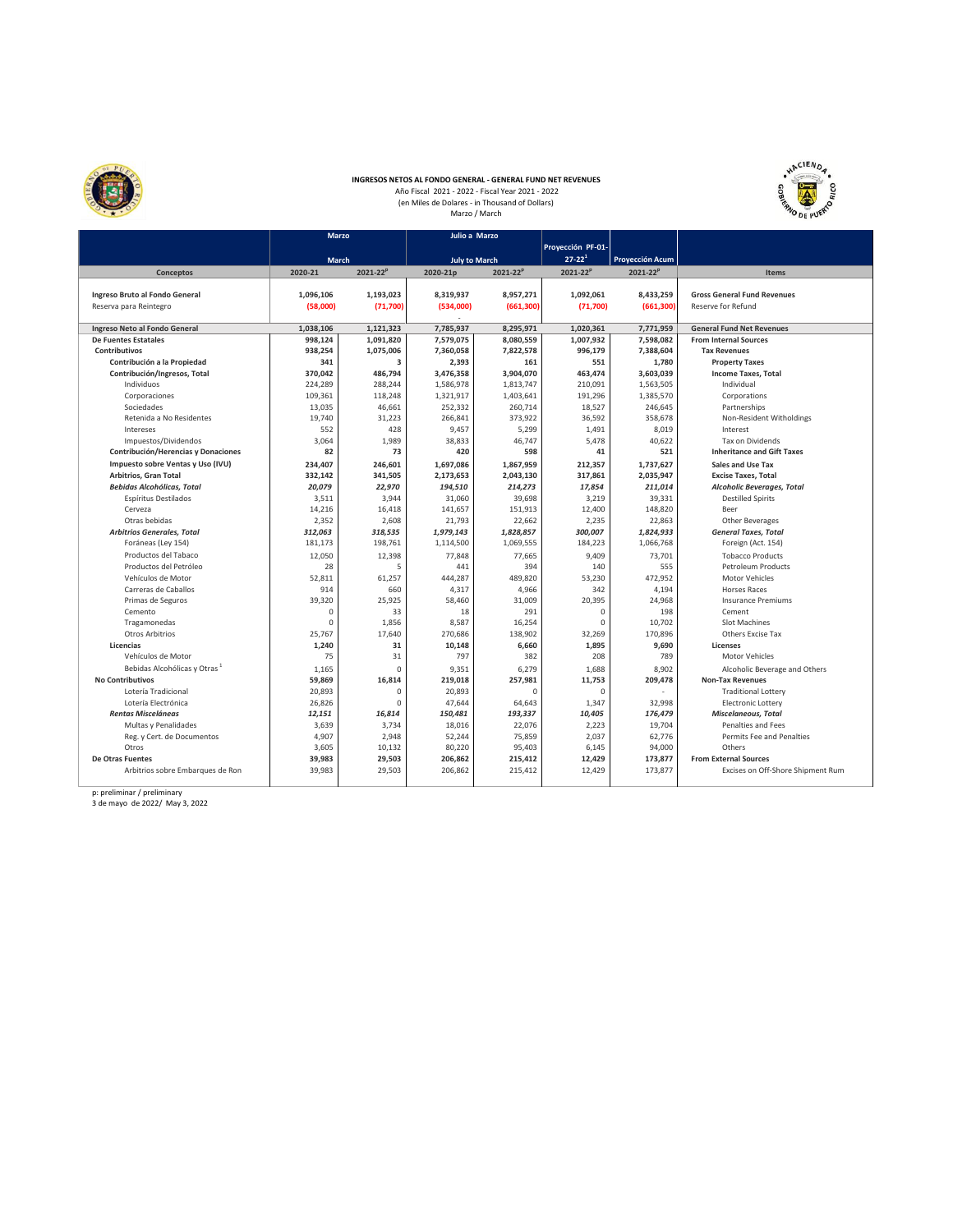**INGRESOS NETOS AL FONDO GENERAL - GENERAL FUND NET REVENUES**

Año Fiscal 2021 - 2022 - Fiscal Year 2021 - 2022

(en Miles de Dolares - in Thousand of Dollars)

Marzo / March

| Conceptos | Marzo / March | | Julio a Marzo / July to March | | Proyección PF-01-27-22[1] | Proyección Acum | Items |
|---|---|---|---|---|---|---|---|
| | 2020-21 | 2021-22[P] | 2020-21p | 2021-22[P] | 2021-22[P] | 2021-22[P] | |
| **Ingreso Bruto al Fondo General** | 1,096,106 | 1,193,023 | 8,319,937 | 8,957,271 | 1,092,061 | 8,433,259 | **Gross General Fund Revenues** |
| Reserva para Reintegro | (58,000) | (71,700) | (534,000) | (661,300) | (71,700) | (661,300) | Reserve for Refund |
| **Ingreso Neto al Fondo General** | 1,038,106 | 1,121,323 | 7,785,937 | 8,295,971 | 1,020,361 | 7,771,959 | **General Fund Net Revenues** |
| **De Fuentes Estatales** | 998,124 | 1,091,820 | 7,579,075 | 8,080,559 | 1,007,932 | 7,598,082 | **From Internal Sources** |
| **Contributivos** | 938,254 | 1,075,006 | 7,360,058 | 7,822,578 | 996,179 | 7,388,604 | **Tax Revenues** |
| **Contribución a la Propiedad** | 341 | 3 | 2,393 | 161 | 551 | 1,780 | **Property Taxes** |
| **Contribución/Ingresos, Total** | 370,042 | 486,794 | 3,476,358 | 3,904,070 | 463,474 | 3,603,039 | **Income Taxes, Total** |
| Individuos | 224,289 | 288,244 | 1,586,978 | 1,813,747 | 210,091 | 1,563,505 | Individual |
| Corporaciones | 109,361 | 118,248 | 1,321,917 | 1,403,641 | 191,296 | 1,385,570 | Corporations |
| Sociedades | 13,035 | 46,661 | 252,332 | 260,714 | 18,527 | 246,645 | Partnerships |
| Retenida a No Residentes | 19,740 | 31,223 | 266,841 | 373,922 | 36,592 | 358,678 | Non-Resident Witholdings |
| Intereses | 552 | 428 | 9,457 | 5,299 | 1,491 | 8,019 | Interest |
| Impuestos/Dividendos | 3,064 | 1,989 | 38,833 | 46,747 | 5,478 | 40,622 | Tax on Dividends |
| **Contribución/Herencias y Donaciones** | 82 | 73 | 420 | 598 | 41 | 521 | **Inheritance and Gift Taxes** |
| **Impuesto sobre Ventas y Uso (IVU)** | 234,407 | 246,601 | 1,697,086 | 1,867,959 | 212,357 | 1,737,627 | **Sales and Use Tax** |
| **Arbitrios, Gran Total** | 332,142 | 341,505 | 2,173,653 | 2,043,130 | 317,861 | 2,035,947 | **Excise Taxes, Total** |
| ***Bebidas Alcohólicas, Total*** | *20,079* | *22,970* | *194,510* | *214,273* | *17,854* | *211,014* | ***Alcoholic Beverages, Total*** |
| Espíritus Destilados | 3,511 | 3,944 | 31,060 | 39,698 | 3,219 | 39,331 | Destilled Spirits |
| Cerveza | 14,216 | 16,418 | 141,657 | 151,913 | 12,400 | 148,820 | Beer |
| Otras bebidas | 2,352 | 2,608 | 21,793 | 22,662 | 2,235 | 22,863 | Other Beverages |
| ***Arbitrios Generales, Total*** | *312,063* | *318,535* | *1,979,143* | *1,828,857* | *300,007* | *1,824,933* | ***General Taxes, Total*** |
| Foráneas (Ley 154) | 181,173 | 198,761 | 1,114,500 | 1,069,555 | 184,223 | 1,066,768 | Foreign (Act. 154) |
| Productos del Tabaco | 12,050 | 12,398 | 77,848 | 77,665 | 9,409 | 73,701 | Tobacco Products |
| Productos del Petróleo | 28 | 5 | 441 | 394 | 140 | 555 | Petroleum Products |
| Vehículos de Motor | 52,811 | 61,257 | 444,287 | 489,820 | 53,230 | 472,952 | Motor Vehicles |
| Carreras de Caballos | 914 | 660 | 4,317 | 4,966 | 342 | 4,194 | Horses Races |
| Primas de Seguros | 39,320 | 25,925 | 58,460 | 31,009 | 20,395 | 24,968 | Insurance Premiums |
| Cemento | 0 | 33 | 18 | 291 | 0 | 198 | Cement |
| Tragamonedas | 0 | 1,856 | 8,587 | 16,254 | 0 | 10,702 | Slot Machines |
| Otros Arbitrios | 25,767 | 17,640 | 270,686 | 138,902 | 32,269 | 170,896 | Others Excise Tax |
| **Licencias** | 1,240 | 31 | 10,148 | 6,660 | 1,895 | 9,690 | **Licenses** |
| Vehículos de Motor | 75 | 31 | 797 | 382 | 208 | 789 | Motor Vehicles |
| Bebidas Alcohólicas y Otras[1] | 1,165 | 0 | 9,351 | 6,279 | 1,688 | 8,902 | Alcoholic Beverage and Others |
| **No Contributivos** | 59,869 | 16,814 | 219,018 | 257,981 | 11,753 | 209,478 | **Non-Tax Revenues** |
| Lotería Tradicional | 20,893 | 0 | 20,893 | 0 | 0 | - | Traditional Lottery |
| Lotería Electrónica | 26,826 | 0 | 47,644 | 64,643 | 1,347 | 32,998 | Electronic Lottery |
| ***Rentas Misceláneas*** | *12,151* | *16,814* | *150,481* | *193,337* | *10,405* | *176,479* | ***Miscelaneous, Total*** |
| Multas y Penalidades | 3,639 | 3,734 | 18,016 | 22,076 | 2,223 | 19,704 | Penalties and Fees |
| Reg. y Cert. de Documentos | 4,907 | 2,948 | 52,244 | 75,859 | 2,037 | 62,776 | Permits Fee and Penalties |
| Otros | 3,605 | 10,132 | 80,220 | 95,403 | 6,145 | 94,000 | Others |
| **De Otras Fuentes** | 39,983 | 29,503 | 206,862 | 215,412 | 12,429 | 173,877 | **From External Sources** |
| Arbitrios sobre Embarques de Ron | 39,983 | 29,503 | 206,862 | 215,412 | 12,429 | 173,877 | Excises on Off-Shore Shipment Rum |

p: preliminar / preliminary

3 de mayo de 2022/ May 3, 2022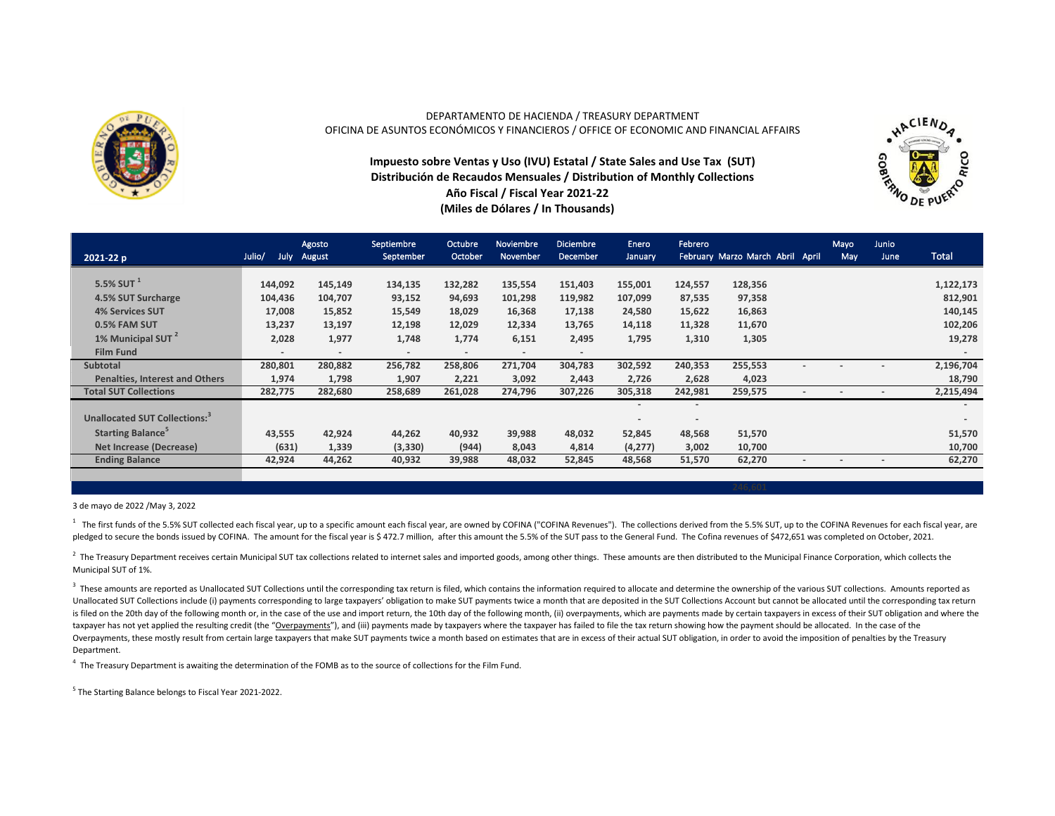DEPARTAMENTO DE HACIENDA / TREASURY DEPARTMENT
OFICINA DE ASUNTOS ECONÓMICOS Y FINANCIEROS / OFFICE OF ECONOMIC AND FINANCIAL AFFAIRS

**Impuesto sobre Ventas y Uso (IVU) Estatal / State Sales and Use Tax (SUT)**
**Distribución de Recaudos Mensuales / Distribution of Monthly Collections**
**Año Fiscal / Fiscal Year 2021-22**
**(Miles de Dólares / In Thousands)**

| 2021-22 p | Julio/ July | Agosto August | Septiembre September | Octubre October | Noviembre November | Diciembre December | Enero January | Febrero February | Marzo March | Abril April | Mayo May | Junio June | Total |
|---|---|---|---|---|---|---|---|---|---|---|---|---|---|
| **5.5% SUT [1]** | 144,092 | 145,149 | 134,135 | 132,282 | 135,554 | 151,403 | 155,001 | 124,557 | 128,356 | | | | 1,122,173 |
| **4.5% SUT Surcharge** | 104,436 | 104,707 | 93,152 | 94,693 | 101,298 | 119,982 | 107,099 | 87,535 | 97,358 | | | | 812,901 |
| **4% Services SUT** | 17,008 | 15,852 | 15,549 | 18,029 | 16,368 | 17,138 | 24,580 | 15,622 | 16,863 | | | | 140,145 |
| **0.5% FAM SUT** | 13,237 | 13,197 | 12,198 | 12,029 | 12,334 | 13,765 | 14,118 | 11,328 | 11,670 | | | | 102,206 |
| **1% Municipal SUT [2]** | 2,028 | 1,977 | 1,748 | 1,774 | 6,151 | 2,495 | 1,795 | 1,310 | 1,305 | | | | 19,278 |
| **Film Fund** | - | - | - | - | - | - | | | | | | | - |
| **Subtotal** | 280,801 | 280,882 | 256,782 | 258,806 | 271,704 | 304,783 | 302,592 | 240,353 | 255,553 | - | - | - | 2,196,704 |
| **Penalties, Interest and Others** | 1,974 | 1,798 | 1,907 | 2,221 | 3,092 | 2,443 | 2,726 | 2,628 | 4,023 | | | | 18,790 |
| **Total SUT Collections** | 282,775 | 282,680 | 258,689 | 261,028 | 274,796 | 307,226 | 305,318 | 242,981 | 259,575 | - | - | - | 2,215,494 |
| | | | | | | | - | - | | | | | - |
| **Unallocated SUT Collections:[3]** | | | | | | | - | - | | | | | - |
| **Starting Balance[5]** | 43,555 | 42,924 | 44,262 | 40,932 | 39,988 | 48,032 | 52,845 | 48,568 | 51,570 | | | | 51,570 |
| **Net Increase (Decrease)** | (631) | 1,339 | (3,330) | (944) | 8,043 | 4,814 | (4,277) | 3,002 | 10,700 | | | | 10,700 |
| **Ending Balance** | 42,924 | 44,262 | 40,932 | 39,988 | 48,032 | 52,845 | 48,568 | 51,570 | 62,270 | - | - | - | 62,270 |

3 de mayo de 2022 /May 3, 2022

[1] The first funds of the 5.5% SUT collected each fiscal year, up to a specific amount each fiscal year, are owned by COFINA ("COFINA Revenues"). The collections derived from the 5.5% SUT, up to the COFINA Revenues for each fiscal year, are pledged to secure the bonds issued by COFINA. The amount for the fiscal year is $ 472.7 million, after this amount the 5.5% of the SUT pass to the General Fund. The Cofina revenues of $472,651 was completed on October, 2021.

[2] The Treasury Department receives certain Municipal SUT tax collections related to internet sales and imported goods, among other things. These amounts are then distributed to the Municipal Finance Corporation, which collects the Municipal SUT of 1%.

[3] These amounts are reported as Unallocated SUT Collections until the corresponding tax return is filed, which contains the information required to allocate and determine the ownership of the various SUT collections. Amounts reported as Unallocated SUT Collections include (i) payments corresponding to large taxpayers' obligation to make SUT payments twice a month that are deposited in the SUT Collections Account but cannot be allocated until the corresponding tax return is filed on the 20th day of the following month or, in the case of the use and import return, the 10th day of the following month, (ii) overpayments, which are payments made by certain taxpayers in excess of their SUT obligation and where the taxpayer has not yet applied the resulting credit (the "Overpayments"), and (iii) payments made by taxpayers where the taxpayer has failed to file the tax return showing how the payment should be allocated. In the case of the Overpayments, these mostly result from certain large taxpayers that make SUT payments twice a month based on estimates that are in excess of their actual SUT obligation, in order to avoid the imposition of penalties by the Treasury Department.

[4] The Treasury Department is awaiting the determination of the FOMB as to the source of collections for the Film Fund.

[5] The Starting Balance belongs to Fiscal Year 2021-2022.